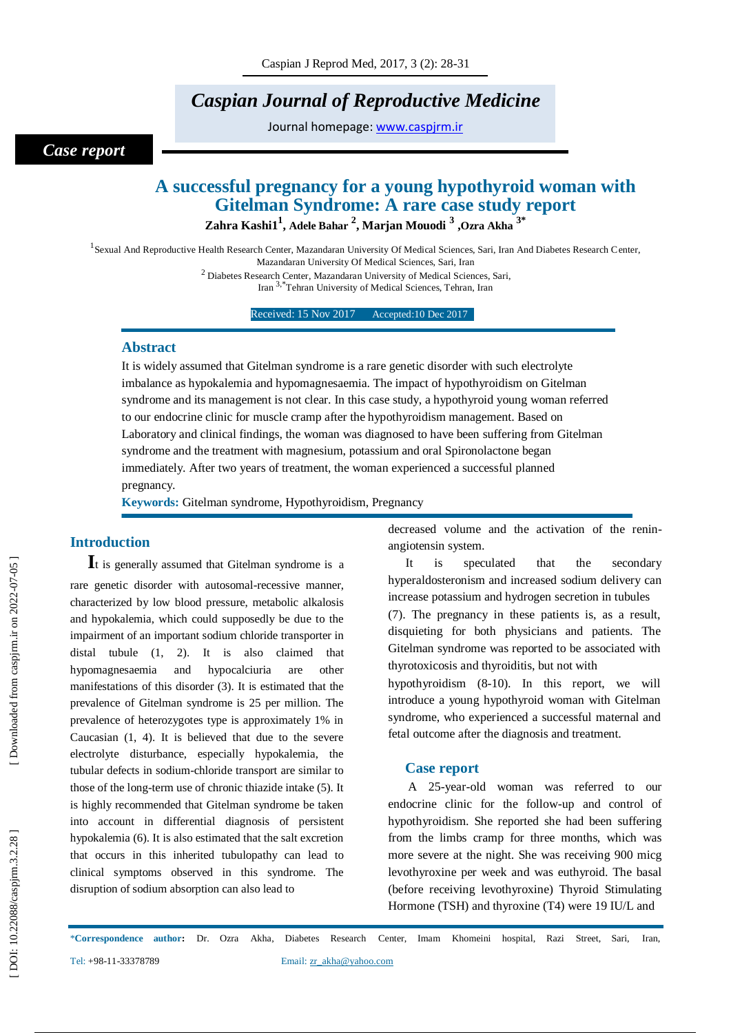Case report

# A successful pregnancy for a young hypothyroid woman with Gitelman Syndrome: A rare case study report

**Zahra Kashi1[1], Adele Bahar [2], Marjan Mouodi [3], Ozra Akha [3*]**

[1]Sexual And Reproductive Health Research Center, Mazandaran University Of Medical Sciences, Sari, Iran And Diabetes Research Center, Mazandaran University Of Medical Sciences, Sari, Iran
[2] Diabetes Research Center, Mazandaran University of Medical Sciences, Sari, Iran [3,*]Tehran University of Medical Sciences, Tehran, Iran

Received: 15 Nov 2017 Accepted:10 Dec 2017

## Abstract

It is widely assumed that Gitelman syndrome is a rare genetic disorder with such electrolyte imbalance as hypokalemia and hypomagnesaemia. The impact of hypothyroidism on Gitelman syndrome and its management is not clear. In this case study, a hypothyroid young woman referred to our endocrine clinic for muscle cramp after the hypothyroidism management. Based on Laboratory and clinical findings, the woman was diagnosed to have been suffering from Gitelman syndrome and the treatment with magnesium, potassium and oral Spironolactone began immediately. After two years of treatment, the woman experienced a successful planned pregnancy.

**Keywords:** Gitelman syndrome, Hypothyroidism, Pregnancy

## Introduction

It is generally assumed that Gitelman syndrome is a rare genetic disorder with autosomal-recessive manner, characterized by low blood pressure, metabolic alkalosis and hypokalemia, which could supposedly be due to the impairment of an important sodium chloride transporter in distal tubule (1, 2). It is also claimed that hypomagnesaemia and hypocalciuria are other manifestations of this disorder (3). It is estimated that the prevalence of Gitelman syndrome is 25 per million. The prevalence of heterozygotes type is approximately 1% in Caucasian (1, 4). It is believed that due to the severe electrolyte disturbance, especially hypokalemia, the tubular defects in sodium-chloride transport are similar to those of the long-term use of chronic thiazide intake (5). It is highly recommended that Gitelman syndrome be taken into account in differential diagnosis of persistent hypokalemia (6). It is also estimated that the salt excretion that occurs in this inherited tubulopathy can lead to clinical symptoms observed in this syndrome. The disruption of sodium absorption can also lead to decreased volume and the activation of the renin-angiotensin system.

It is speculated that the secondary hyperaldosteronism and increased sodium delivery can increase potassium and hydrogen secretion in tubules (7). The pregnancy in these patients is, as a result, disquieting for both physicians and patients. The Gitelman syndrome was reported to be associated with thyrotoxicosis and thyroiditis, but not with hypothyroidism (8-10). In this report, we will introduce a young hypothyroid woman with Gitelman syndrome, who experienced a successful maternal and fetal outcome after the diagnosis and treatment.

## Case report

A 25-year-old woman was referred to our endocrine clinic for the follow-up and control of hypothyroidism. She reported she had been suffering from the limbs cramp for three months, which was more severe at the night. She was receiving 900 micg levothyroxine per week and was euthyroid. The basal (before receiving levothyroxine) Thyroid Stimulating Hormone (TSH) and thyroxine (T4) were 19 IU/L and

*Correspondence author: Dr. Ozra Akha, Diabetes Research Center, Imam Khomeini hospital, Razi Street, Sari, Iran,
Tel: +98-11-33378789 Email: zr_akha@yahoo.com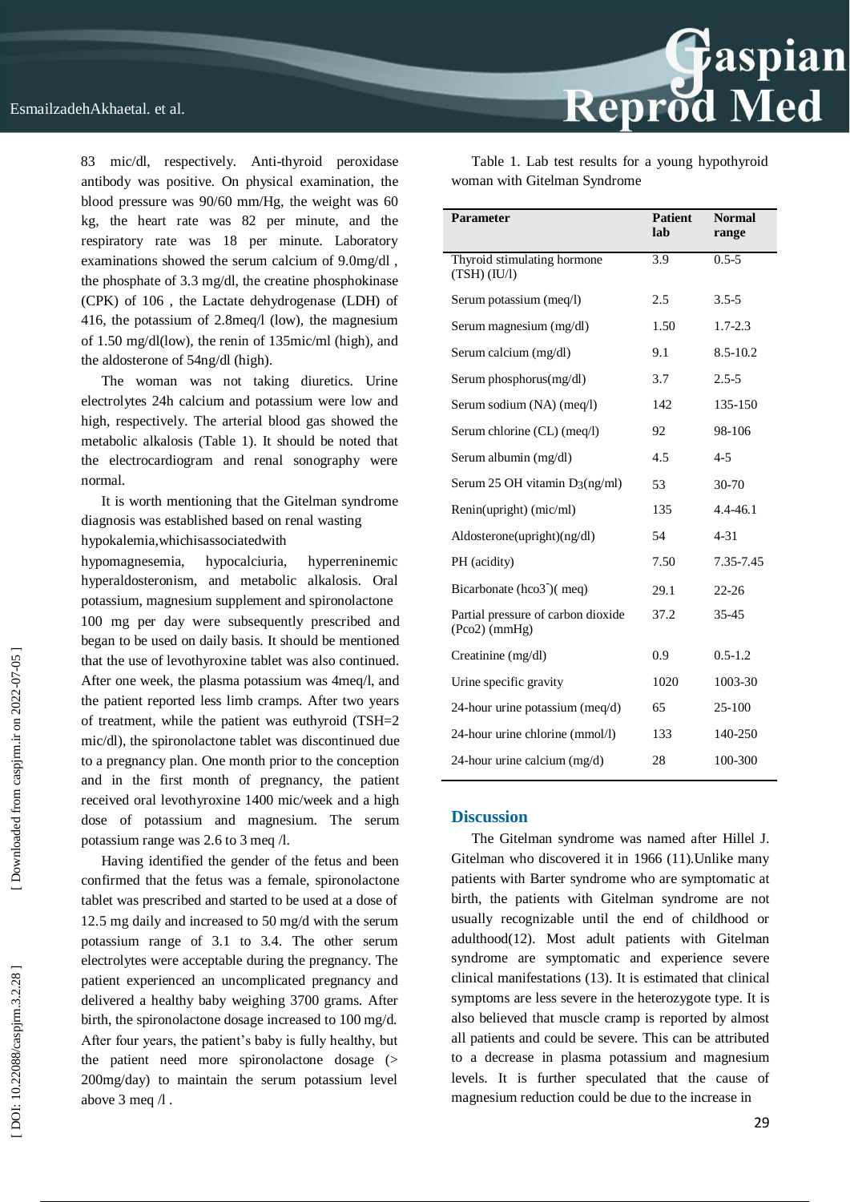83 mic/dl, respectively. Anti-thyroid peroxidase antibody was positive. On physical examination, the blood pressure was 90/60 mm/Hg, the weight was 60 kg, the heart rate was 82 per minute, and the respiratory rate was 18 per minute. Laboratory examinations showed the serum calcium of 9.0mg/dl , the phosphate of 3.3 mg/dl, the creatine phosphokinase (CPK) of 106 , the Lactate dehydrogenase (LDH) of 416, the potassium of 2.8meq/l (low), the magnesium of 1.50 mg/dl(low), the renin of 135mic/ml (high), and the aldosterone of 54ng/dl (high).

The woman was not taking diuretics. Urine electrolytes 24h calcium and potassium were low and high, respectively. The arterial blood gas showed the metabolic alkalosis (Table 1). It should be noted that the electrocardiogram and renal sonography were normal.

It is worth mentioning that the Gitelman syndrome diagnosis was established based on renal wasting hypokalemia,whichisassociatedwith hypomagnesemia, hypocalciuria, hyperreninemic hyperaldosteronism, and metabolic alkalosis. Oral potassium, magnesium supplement and spironolactone 100 mg per day were subsequently prescribed and began to be used on daily basis. It should be mentioned that the use of levothyroxine tablet was also continued. After one week, the plasma potassium was 4meq/l, and the patient reported less limb cramps. After two years of treatment, while the patient was euthyroid (TSH=2 mic/dl), the spironolactone tablet was discontinued due to a pregnancy plan. One month prior to the conception and in the first month of pregnancy, the patient received oral levothyroxine 1400 mic/week and a high dose of potassium and magnesium. The serum potassium range was 2.6 to 3 meq /l.

Having identified the gender of the fetus and been confirmed that the fetus was a female, spironolactone tablet was prescribed and started to be used at a dose of 12.5 mg daily and increased to 50 mg/d with the serum potassium range of 3.1 to 3.4. The other serum electrolytes were acceptable during the pregnancy. The patient experienced an uncomplicated pregnancy and delivered a healthy baby weighing 3700 grams. After birth, the spironolactone dosage increased to 100 mg/d. After four years, the patient's baby is fully healthy, but the patient need more spironolactone dosage (> 200mg/day) to maintain the serum potassium level above 3 meq /l .

Table 1. Lab test results for a young hypothyroid woman with Gitelman Syndrome

| Parameter | Patient lab | Normal range |
|---|---|---|
| Thyroid stimulating hormone (TSH) (IU/l) | 3.9 | 0.5-5 |
| Serum potassium (meq/l) | 2.5 | 3.5-5 |
| Serum magnesium (mg/dl) | 1.50 | 1.7-2.3 |
| Serum calcium (mg/dl) | 9.1 | 8.5-10.2 |
| Serum phosphorus(mg/dl) | 3.7 | 2.5-5 |
| Serum sodium (NA) (meq/l) | 142 | 135-150 |
| Serum chlorine (CL) (meq/l) | 92 | 98-106 |
| Serum albumin (mg/dl) | 4.5 | 4-5 |
| Serum 25 OH vitamin $D_3$(ng/ml) | 53 | 30-70 |
| Renin(upright) (mic/ml) | 135 | 4.4-46.1 |
| Aldosterone(upright)(ng/dl) | 54 | 4-31 |
| PH (acidity) | 7.50 | 7.35-7.45 |
| Bicarbonate ($hco3^-$)( meq) | 29.1 | 22-26 |
| Partial pressure of carbon dioxide (Pco2) (mmHg) | 37.2 | 35-45 |
| Creatinine (mg/dl) | 0.9 | 0.5-1.2 |
| Urine specific gravity | 1020 | 1003-30 |
| 24-hour urine potassium (meq/d) | 65 | 25-100 |
| 24-hour urine chlorine (mmol/l) | 133 | 140-250 |
| 24-hour urine calcium (mg/d) | 28 | 100-300 |

## Discussion

The Gitelman syndrome was named after Hillel J. Gitelman who discovered it in 1966 (11).Unlike many patients with Barter syndrome who are symptomatic at birth, the patients with Gitelman syndrome are not usually recognizable until the end of childhood or adulthood(12). Most adult patients with Gitelman syndrome are symptomatic and experience severe clinical manifestations (13). It is estimated that clinical symptoms are less severe in the heterozygote type. It is also believed that muscle cramp is reported by almost all patients and could be severe. This can be attributed to a decrease in plasma potassium and magnesium levels. It is further speculated that the cause of magnesium reduction could be due to the increase in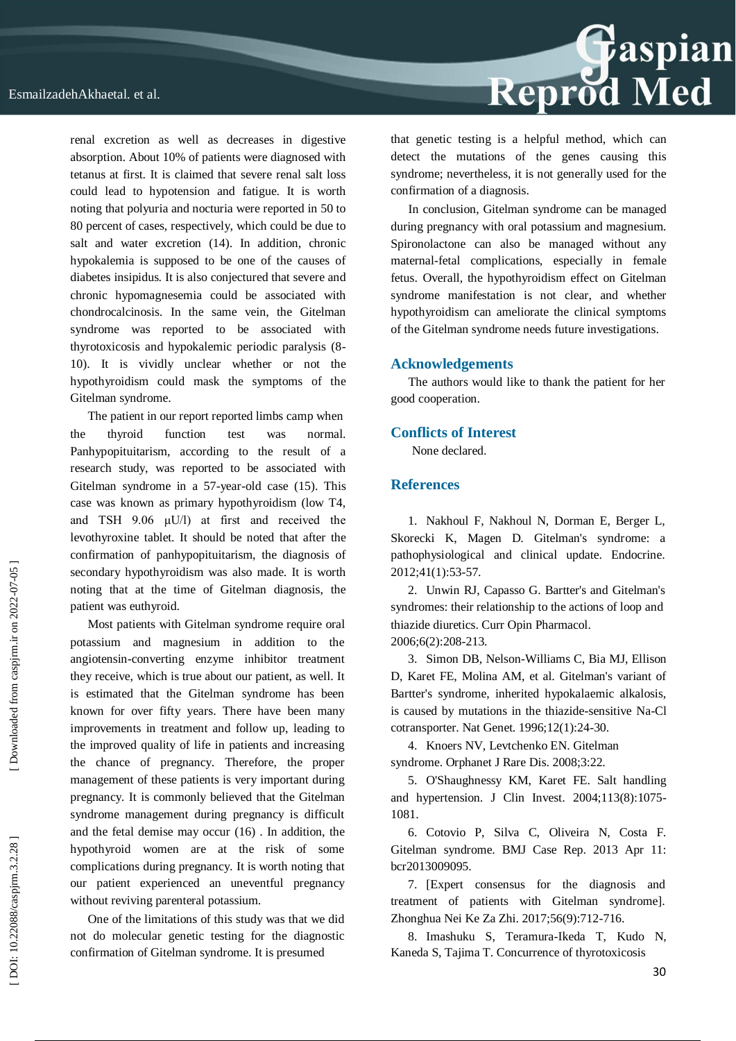renal excretion as well as decreases in digestive absorption. About 10% of patients were diagnosed with tetanus at first. It is claimed that severe renal salt loss could lead to hypotension and fatigue. It is worth noting that polyuria and nocturia were reported in 50 to 80 percent of cases, respectively, which could be due to salt and water excretion (14). In addition, chronic hypokalemia is supposed to be one of the causes of diabetes insipidus. It is also conjectured that severe and chronic hypomagnesemia could be associated with chondrocalcinosis. In the same vein, the Gitelman syndrome was reported to be associated with thyrotoxicosis and hypokalemic periodic paralysis (8-10). It is vividly unclear whether or not the hypothyroidism could mask the symptoms of the Gitelman syndrome.

The patient in our report reported limbs camp when the thyroid function test was normal. Panhypopituitarism, according to the result of a research study, was reported to be associated with Gitelman syndrome in a 57-year-old case (15). This case was known as primary hypothyroidism (low T4, and TSH 9.06 µU/l) at first and received the levothyroxine tablet. It should be noted that after the confirmation of panhypopituitarism, the diagnosis of secondary hypothyroidism was also made. It is worth noting that at the time of Gitelman diagnosis, the patient was euthyroid.

Most patients with Gitelman syndrome require oral potassium and magnesium in addition to the angiotensin-converting enzyme inhibitor treatment they receive, which is true about our patient, as well. It is estimated that the Gitelman syndrome has been known for over fifty years. There have been many improvements in treatment and follow up, leading to the improved quality of life in patients and increasing the chance of pregnancy. Therefore, the proper management of these patients is very important during pregnancy. It is commonly believed that the Gitelman syndrome management during pregnancy is difficult and the fetal demise may occur (16) . In addition, the hypothyroid women are at the risk of some complications during pregnancy. It is worth noting that our patient experienced an uneventful pregnancy without reviving parenteral potassium.

One of the limitations of this study was that we did not do molecular genetic testing for the diagnostic confirmation of Gitelman syndrome. It is presumed that genetic testing is a helpful method, which can detect the mutations of the genes causing this syndrome; nevertheless, it is not generally used for the confirmation of a diagnosis.

In conclusion, Gitelman syndrome can be managed during pregnancy with oral potassium and magnesium. Spironolactone can also be managed without any maternal-fetal complications, especially in female fetus. Overall, the hypothyroidism effect on Gitelman syndrome manifestation is not clear, and whether hypothyroidism can ameliorate the clinical symptoms of the Gitelman syndrome needs future investigations.

## Acknowledgements

The authors would like to thank the patient for her good cooperation.

## Conflicts of Interest

None declared.

## References

1. Nakhoul F, Nakhoul N, Dorman E, Berger L, Skorecki K, Magen D. Gitelman's syndrome: a pathophysiological and clinical update. Endocrine. 2012;41(1):53-57.
2. Unwin RJ, Capasso G. Bartter's and Gitelman's syndromes: their relationship to the actions of loop and thiazide diuretics. Curr Opin Pharmacol. 2006;6(2):208-213.
3. Simon DB, Nelson-Williams C, Bia MJ, Ellison D, Karet FE, Molina AM, et al. Gitelman's variant of Bartter's syndrome, inherited hypokalaemic alkalosis, is caused by mutations in the thiazide-sensitive Na-Cl cotransporter. Nat Genet. 1996;12(1):24-30.
4. Knoers NV, Levtchenko EN. Gitelman syndrome. Orphanet J Rare Dis. 2008;3:22.
5. O'Shaughnessy KM, Karet FE. Salt handling and hypertension. J Clin Invest. 2004;113(8):1075-1081.
6. Cotovio P, Silva C, Oliveira N, Costa F. Gitelman syndrome. BMJ Case Rep. 2013 Apr 11: bcr2013009095.
7. [Expert consensus for the diagnosis and treatment of patients with Gitelman syndrome]. Zhonghua Nei Ke Za Zhi. 2017;56(9):712-716.
8. Imashuku S, Teramura-Ikeda T, Kudo N, Kaneda S, Tajima T. Concurrence of thyrotoxicosis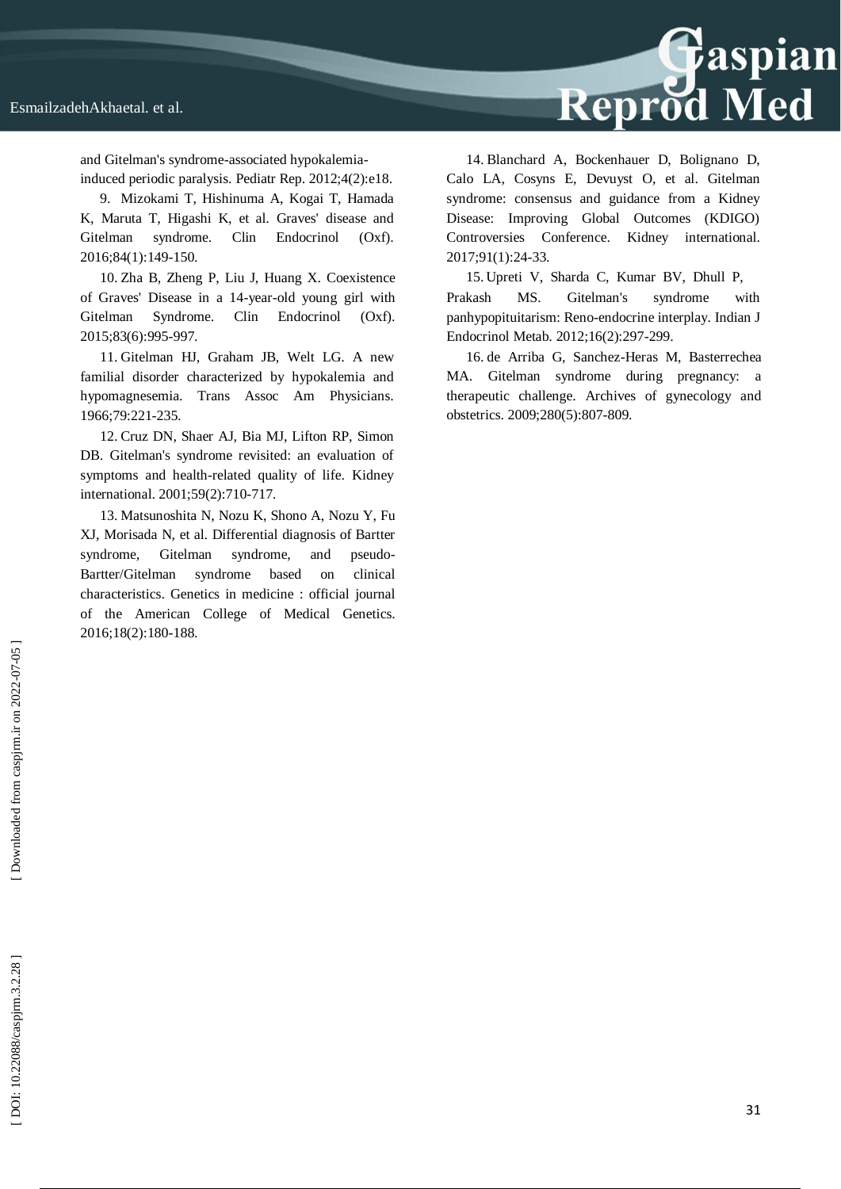and Gitelman's syndrome-associated hypokalemia-induced periodic paralysis. Pediatr Rep. 2012;4(2):e18.

9. Mizokami T, Hishinuma A, Kogai T, Hamada K, Maruta T, Higashi K, et al. Graves' disease and Gitelman syndrome. Clin Endocrinol (Oxf). 2016;84(1):149-150.

10. Zha B, Zheng P, Liu J, Huang X. Coexistence of Graves' Disease in a 14-year-old young girl with Gitelman Syndrome. Clin Endocrinol (Oxf). 2015;83(6):995-997.

11. Gitelman HJ, Graham JB, Welt LG. A new familial disorder characterized by hypokalemia and hypomagnesemia. Trans Assoc Am Physicians. 1966;79:221-235.

12. Cruz DN, Shaer AJ, Bia MJ, Lifton RP, Simon DB. Gitelman's syndrome revisited: an evaluation of symptoms and health-related quality of life. Kidney international. 2001;59(2):710-717.

13. Matsunoshita N, Nozu K, Shono A, Nozu Y, Fu XJ, Morisada N, et al. Differential diagnosis of Bartter syndrome, Gitelman syndrome, and pseudo-Bartter/Gitelman syndrome based on clinical characteristics. Genetics in medicine : official journal of the American College of Medical Genetics. 2016;18(2):180-188.

14. Blanchard A, Bockenhauer D, Bolignano D, Calo LA, Cosyns E, Devuyst O, et al. Gitelman syndrome: consensus and guidance from a Kidney Disease: Improving Global Outcomes (KDIGO) Controversies Conference. Kidney international. 2017;91(1):24-33.

15. Upreti V, Sharda C, Kumar BV, Dhull P, Prakash MS. Gitelman's syndrome with panhypopituitarism: Reno-endocrine interplay. Indian J Endocrinol Metab. 2012;16(2):297-299.

16. de Arriba G, Sanchez-Heras M, Basterrechea MA. Gitelman syndrome during pregnancy: a therapeutic challenge. Archives of gynecology and obstetrics. 2009;280(5):807-809.